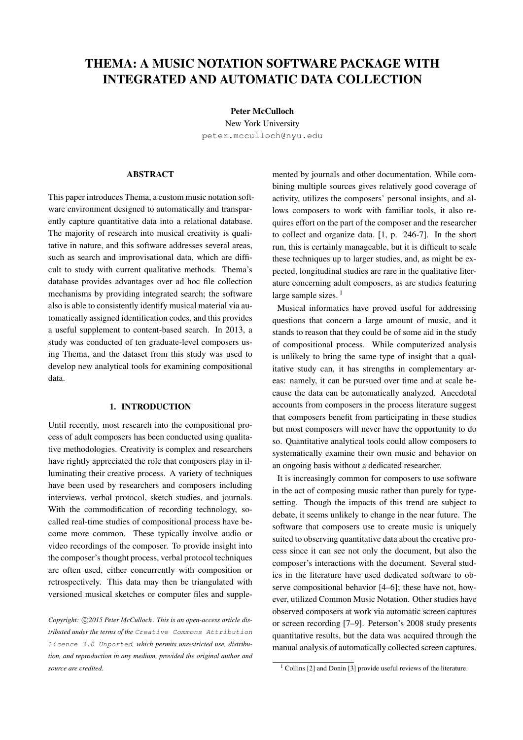# THEMA: A MUSIC NOTATION SOFTWARE PACKAGE WITH INTEGRATED AND AUTOMATIC DATA COLLECTION

**Peter McCulloch**
New York University
peter.mcculloch@nyu.edu

## ABSTRACT

This paper introduces Thema, a custom music notation software environment designed to automatically and transparently capture quantitative data into a relational database. The majority of research into musical creativity is qualitative in nature, and this software addresses several areas, such as search and improvisational data, which are difficult to study with current qualitative methods. Thema's database provides advantages over ad hoc file collection mechanisms by providing integrated search; the software also is able to consistently identify musical material via automatically assigned identification codes, and this provides a useful supplement to content-based search. In 2013, a study was conducted of ten graduate-level composers using Thema, and the dataset from this study was used to develop new analytical tools for examining compositional data.

## 1. INTRODUCTION

Until recently, most research into the compositional process of adult composers has been conducted using qualitative methodologies. Creativity is complex and researchers have rightly appreciated the role that composers play in illuminating their creative process. A variety of techniques have been used by researchers and composers including interviews, verbal protocol, sketch studies, and journals. With the commodification of recording technology, so-called real-time studies of compositional process have become more common. These typically involve audio or video recordings of the composer. To provide insight into the composer's thought process, verbal protocol techniques are often used, either concurrently with composition or retrospectively. This data may then be triangulated with versioned musical sketches or computer files and supplemented by journals and other documentation. While combining multiple sources gives relatively good coverage of activity, utilizes the composers' personal insights, and allows composers to work with familiar tools, it also requires effort on the part of the composer and the researcher to collect and organize data. [1, p. 246-7]. In the short run, this is certainly manageable, but it is difficult to scale these techniques up to larger studies, and, as might be expected, longitudinal studies are rare in the qualitative literature concerning adult composers, as are studies featuring large sample sizes. [1]

Musical informatics have proved useful for addressing questions that concern a large amount of music, and it stands to reason that they could be of some aid in the study of compositional process. While computerized analysis is unlikely to bring the same type of insight that a qualitative study can, it has strengths in complementary areas: namely, it can be pursued over time and at scale because the data can be automatically analyzed. Anecdotal accounts from composers in the process literature suggest that composers benefit from participating in these studies but most composers will never have the opportunity to do so. Quantitative analytical tools could allow composers to systematically examine their own music and behavior on an ongoing basis without a dedicated researcher.

It is increasingly common for composers to use software in the act of composing music rather than purely for typesetting. Though the impacts of this trend are subject to debate, it seems unlikely to change in the near future. The software that composers use to create music is uniquely suited to observing quantitative data about the creative process since it can see not only the document, but also the composer's interactions with the document. Several studies in the literature have used dedicated software to observe compositional behavior [4–6]; these have not, however, utilized Common Music Notation. Other studies have observed composers at work via automatic screen captures or screen recording [7–9]. Peterson's 2008 study presents quantitative results, but the data was acquired through the manual analysis of automatically collected screen captures.

*Copyright: ©2015 Peter McCulloch. This is an open-access article distributed under the terms of the Creative Commons Attribution Licence 3.0 Unported, which permits unrestricted use, distribution, and reproduction in any medium, provided the original author and source are credited.*

[1] Collins [2] and Donin [3] provide useful reviews of the literature.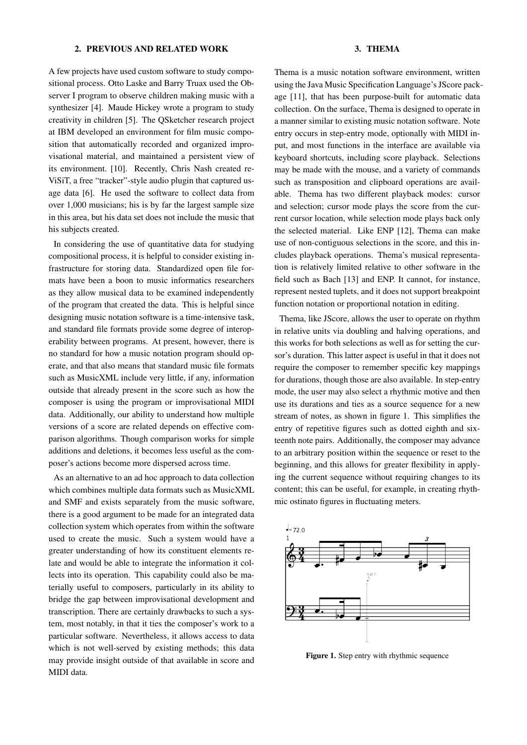## 2. PREVIOUS AND RELATED WORK

A few projects have used custom software to study compositional process. Otto Laske and Barry Truax used the Observer I program to observe children making music with a synthesizer [4]. Maude Hickey wrote a program to study creativity in children [5]. The QSketcher research project at IBM developed an environment for film music composition that automatically recorded and organized improvisational material, and maintained a persistent view of its environment. [10]. Recently, Chris Nash created reViSiT, a free "tracker"-style audio plugin that captured usage data [6]. He used the software to collect data from over 1,000 musicians; his is by far the largest sample size in this area, but his data set does not include the music that his subjects created.

In considering the use of quantitative data for studying compositional process, it is helpful to consider existing infrastructure for storing data. Standardized open file formats have been a boon to music informatics researchers as they allow musical data to be examined independently of the program that created the data. This is helpful since designing music notation software is a time-intensive task, and standard file formats provide some degree of interoperability between programs. At present, however, there is no standard for how a music notation program should operate, and that also means that standard music file formats such as MusicXML include very little, if any, information outside that already present in the score such as how the composer is using the program or improvisational MIDI data. Additionally, our ability to understand how multiple versions of a score are related depends on effective comparison algorithms. Though comparison works for simple additions and deletions, it becomes less useful as the composer's actions become more dispersed across time.

As an alternative to an ad hoc approach to data collection which combines multiple data formats such as MusicXML and SMF and exists separately from the music software, there is a good argument to be made for an integrated data collection system which operates from within the software used to create the music. Such a system would have a greater understanding of how its constituent elements relate and would be able to integrate the information it collects into its operation. This capability could also be materially useful to composers, particularly in its ability to bridge the gap between improvisational development and transcription. There are certainly drawbacks to such a system, most notably, in that it ties the composer's work to a particular software. Nevertheless, it allows access to data which is not well-served by existing methods; this data may provide insight outside of that available in score and MIDI data.

## 3. THEMA

Thema is a music notation software environment, written using the Java Music Specification Language's JScore package [11], that has been purpose-built for automatic data collection. On the surface, Thema is designed to operate in a manner similar to existing music notation software. Note entry occurs in step-entry mode, optionally with MIDI input, and most functions in the interface are available via keyboard shortcuts, including score playback. Selections may be made with the mouse, and a variety of commands such as transposition and clipboard operations are available. Thema has two different playback modes: cursor and selection; cursor mode plays the score from the current cursor location, while selection mode plays back only the selected material. Like ENP [12], Thema can make use of non-contiguous selections in the score, and this includes playback operations. Thema's musical representation is relatively limited relative to other software in the field such as Bach [13] and ENP. It cannot, for instance, represent nested tuplets, and it does not support breakpoint function notation or proportional notation in editing.

Thema, like JScore, allows the user to operate on rhythm in relative units via doubling and halving operations, and this works for both selections as well as for setting the cursor's duration. This latter aspect is useful in that it does not require the composer to remember specific key mappings for durations, though those are also available. In step-entry mode, the user may also select a rhythmic motive and then use its durations and ties as a source sequence for a new stream of notes, as shown in figure 1. This simplifies the entry of repetitive figures such as dotted eighth and sixteenth note pairs. Additionally, the composer may advance to an arbitrary position within the sequence or reset to the beginning, and this allows for greater flexibility in applying the current sequence without requiring changes to its content; this can be useful, for example, in creating rhythmic ostinato figures in fluctuating meters.

**Figure 1.** Step entry with rhythmic sequence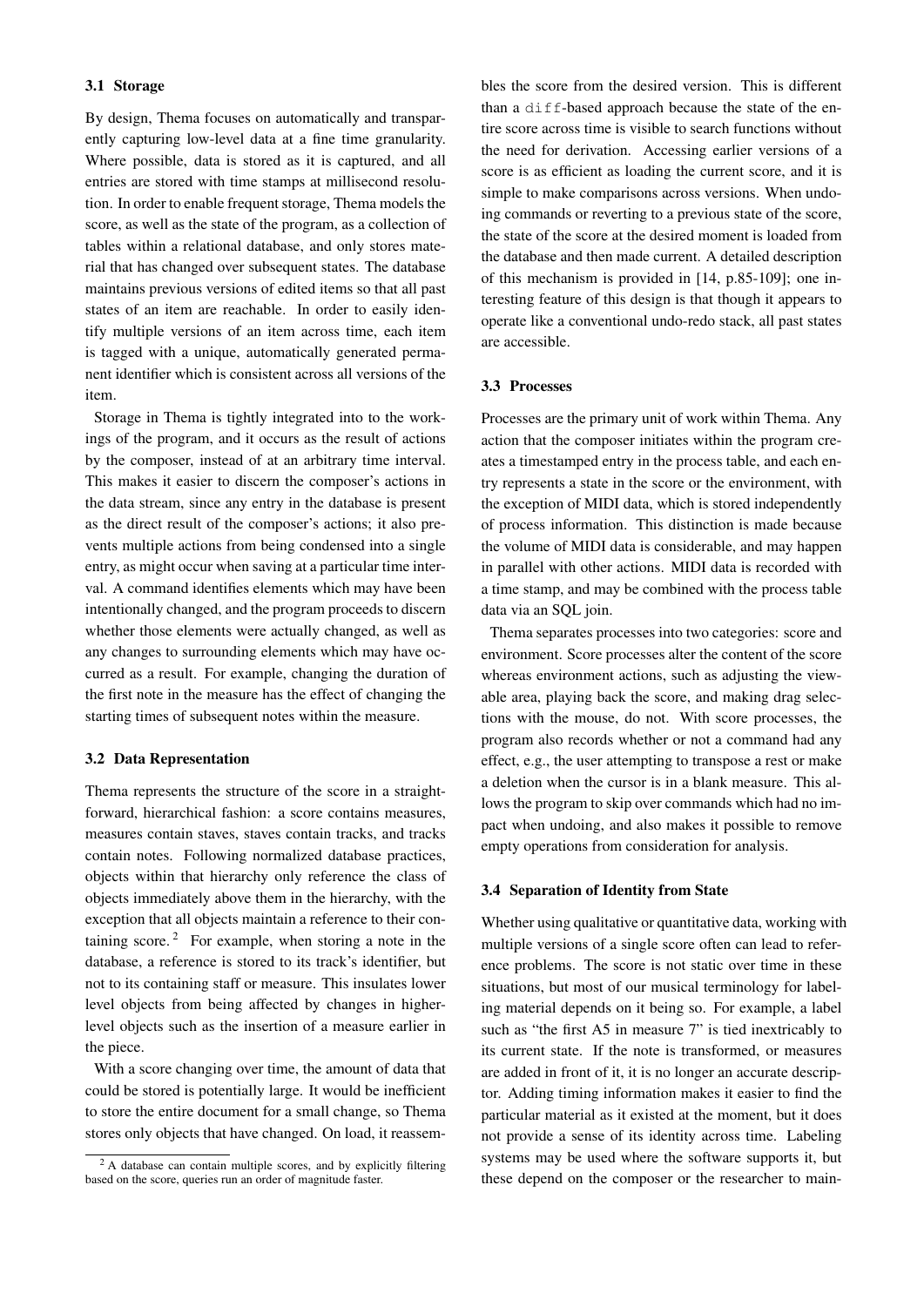### 3.1 Storage

By design, Thema focuses on automatically and transparently capturing low-level data at a fine time granularity. Where possible, data is stored as it is captured, and all entries are stored with time stamps at millisecond resolution. In order to enable frequent storage, Thema models the score, as well as the state of the program, as a collection of tables within a relational database, and only stores material that has changed over subsequent states. The database maintains previous versions of edited items so that all past states of an item are reachable. In order to easily identify multiple versions of an item across time, each item is tagged with a unique, automatically generated permanent identifier which is consistent across all versions of the item.

Storage in Thema is tightly integrated into to the workings of the program, and it occurs as the result of actions by the composer, instead of at an arbitrary time interval. This makes it easier to discern the composer's actions in the data stream, since any entry in the database is present as the direct result of the composer's actions; it also prevents multiple actions from being condensed into a single entry, as might occur when saving at a particular time interval. A command identifies elements which may have been intentionally changed, and the program proceeds to discern whether those elements were actually changed, as well as any changes to surrounding elements which may have occurred as a result. For example, changing the duration of the first note in the measure has the effect of changing the starting times of subsequent notes within the measure.

### 3.2 Data Representation

Thema represents the structure of the score in a straightforward, hierarchical fashion: a score contains measures, measures contain staves, staves contain tracks, and tracks contain notes. Following normalized database practices, objects within that hierarchy only reference the class of objects immediately above them in the hierarchy, with the exception that all objects maintain a reference to their containing score. [2] For example, when storing a note in the database, a reference is stored to its track's identifier, but not to its containing staff or measure. This insulates lower level objects from being affected by changes in higher-level objects such as the insertion of a measure earlier in the piece.

With a score changing over time, the amount of data that could be stored is potentially large. It would be inefficient to store the entire document for a small change, so Thema stores only objects that have changed. On load, it reassembles the score from the desired version. This is different than a `diff`-based approach because the state of the entire score across time is visible to search functions without the need for derivation. Accessing earlier versions of a score is as efficient as loading the current score, and it is simple to make comparisons across versions. When undoing commands or reverting to a previous state of the score, the state of the score at the desired moment is loaded from the database and then made current. A detailed description of this mechanism is provided in [14, p.85-109]; one interesting feature of this design is that though it appears to operate like a conventional undo-redo stack, all past states are accessible.

### 3.3 Processes

Processes are the primary unit of work within Thema. Any action that the composer initiates within the program creates a timestamped entry in the process table, and each entry represents a state in the score or the environment, with the exception of MIDI data, which is stored independently of process information. This distinction is made because the volume of MIDI data is considerable, and may happen in parallel with other actions. MIDI data is recorded with a time stamp, and may be combined with the process table data via an SQL join.

Thema separates processes into two categories: score and environment. Score processes alter the content of the score whereas environment actions, such as adjusting the viewable area, playing back the score, and making drag selections with the mouse, do not. With score processes, the program also records whether or not a command had any effect, e.g., the user attempting to transpose a rest or make a deletion when the cursor is in a blank measure. This allows the program to skip over commands which had no impact when undoing, and also makes it possible to remove empty operations from consideration for analysis.

### 3.4 Separation of Identity from State

Whether using qualitative or quantitative data, working with multiple versions of a single score often can lead to reference problems. The score is not static over time in these situations, but most of our musical terminology for labeling material depends on it being so. For example, a label such as "the first A5 in measure 7" is tied inextricably to its current state. If the note is transformed, or measures are added in front of it, it is no longer an accurate descriptor. Adding timing information makes it easier to find the particular material as it existed at the moment, but it does not provide a sense of its identity across time. Labeling systems may be used where the software supports it, but these depend on the composer or the researcher to main-

[2] A database can contain multiple scores, and by explicitly filtering based on the score, queries run an order of magnitude faster.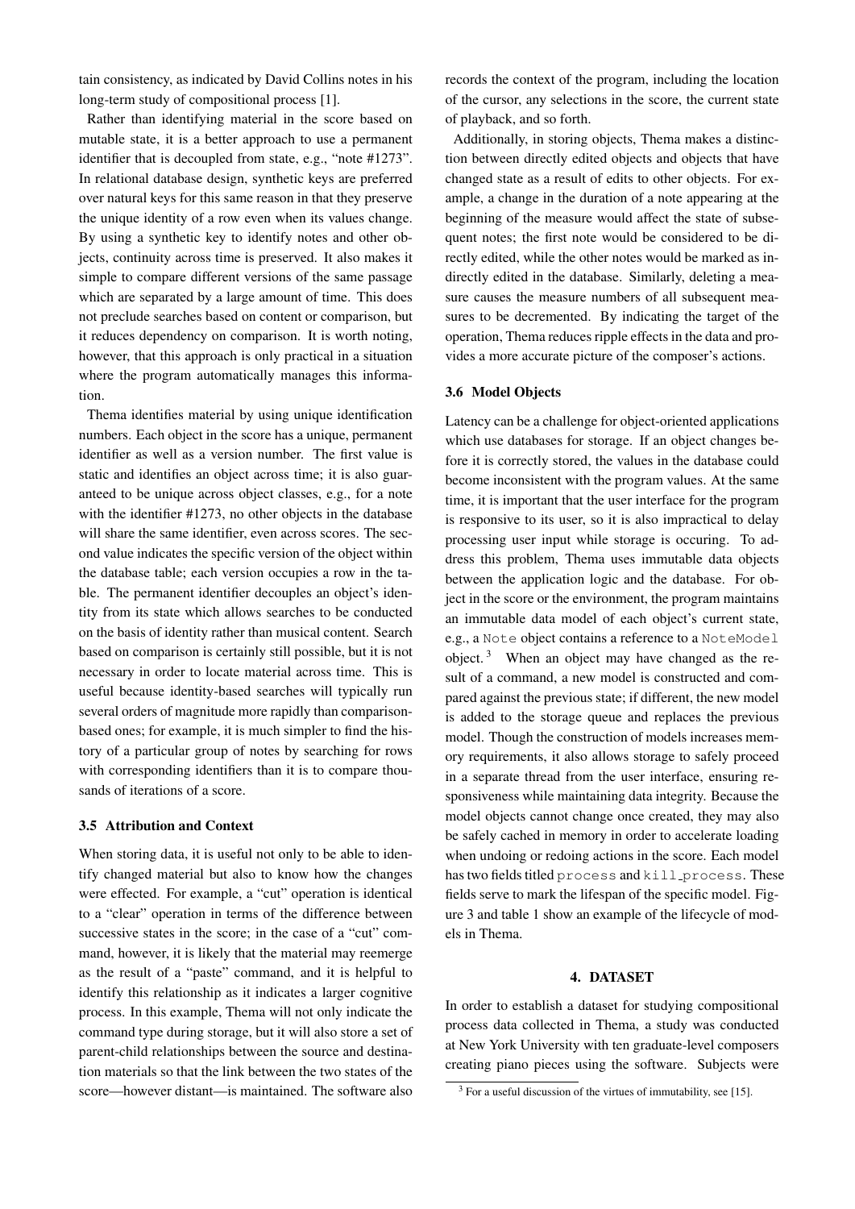tain consistency, as indicated by David Collins notes in his long-term study of compositional process [1].

Rather than identifying material in the score based on mutable state, it is a better approach to use a permanent identifier that is decoupled from state, e.g., "note #1273". In relational database design, synthetic keys are preferred over natural keys for this same reason in that they preserve the unique identity of a row even when its values change. By using a synthetic key to identify notes and other objects, continuity across time is preserved. It also makes it simple to compare different versions of the same passage which are separated by a large amount of time. This does not preclude searches based on content or comparison, but it reduces dependency on comparison. It is worth noting, however, that this approach is only practical in a situation where the program automatically manages this information.

Thema identifies material by using unique identification numbers. Each object in the score has a unique, permanent identifier as well as a version number. The first value is static and identifies an object across time; it is also guaranteed to be unique across object classes, e.g., for a note with the identifier #1273, no other objects in the database will share the same identifier, even across scores. The second value indicates the specific version of the object within the database table; each version occupies a row in the table. The permanent identifier decouples an object's identity from its state which allows searches to be conducted on the basis of identity rather than musical content. Search based on comparison is certainly still possible, but it is not necessary in order to locate material across time. This is useful because identity-based searches will typically run several orders of magnitude more rapidly than comparison-based ones; for example, it is much simpler to find the history of a particular group of notes by searching for rows with corresponding identifiers than it is to compare thousands of iterations of a score.

### 3.5 Attribution and Context

When storing data, it is useful not only to be able to identify changed material but also to know how the changes were effected. For example, a "cut" operation is identical to a "clear" operation in terms of the difference between successive states in the score; in the case of a "cut" command, however, it is likely that the material may reemerge as the result of a "paste" command, and it is helpful to identify this relationship as it indicates a larger cognitive process. In this example, Thema will not only indicate the command type during storage, but it will also store a set of parent-child relationships between the source and destination materials so that the link between the two states of the score—however distant—is maintained. The software also records the context of the program, including the location of the cursor, any selections in the score, the current state of playback, and so forth.

Additionally, in storing objects, Thema makes a distinction between directly edited objects and objects that have changed state as a result of edits to other objects. For example, a change in the duration of a note appearing at the beginning of the measure would affect the state of subsequent notes; the first note would be considered to be directly edited, while the other notes would be marked as indirectly edited in the database. Similarly, deleting a measure causes the measure numbers of all subsequent measures to be decremented. By indicating the target of the operation, Thema reduces ripple effects in the data and provides a more accurate picture of the composer's actions.

### 3.6 Model Objects

Latency can be a challenge for object-oriented applications which use databases for storage. If an object changes before it is correctly stored, the values in the database could become inconsistent with the program values. At the same time, it is important that the user interface for the program is responsive to its user, so it is also impractical to delay processing user input while storage is occuring. To address this problem, Thema uses immutable data objects between the application logic and the database. For object in the score or the environment, the program maintains an immutable data model of each object's current state, e.g., a `Note` object contains a reference to a `NoteModel` object.[3] When an object may have changed as the result of a command, a new model is constructed and compared against the previous state; if different, the new model is added to the storage queue and replaces the previous model. Though the construction of models increases memory requirements, it also allows storage to safely proceed in a separate thread from the user interface, ensuring responsiveness while maintaining data integrity. Because the model objects cannot change once created, they may also be safely cached in memory in order to accelerate loading when undoing or redoing actions in the score. Each model has two fields titled `process` and `kill_process`. These fields serve to mark the lifespan of the specific model. Figure 3 and table 1 show an example of the lifecycle of models in Thema.

## 4. DATASET

In order to establish a dataset for studying compositional process data collected in Thema, a study was conducted at New York University with ten graduate-level composers creating piano pieces using the software. Subjects were

[3] For a useful discussion of the virtues of immutability, see [15].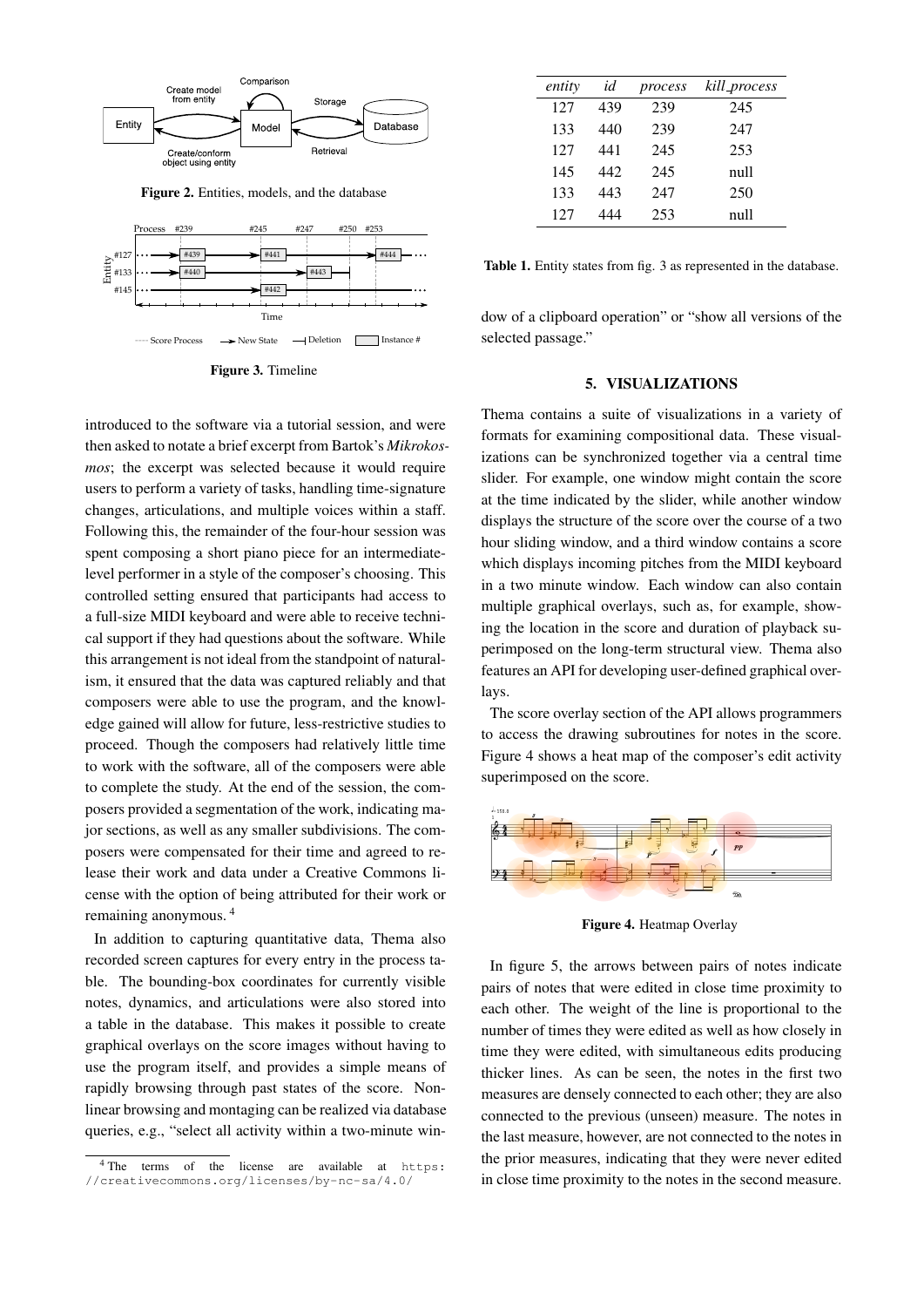Figure 2. Entities, models, and the database

Figure 3. Timeline

introduced to the software via a tutorial session, and were then asked to notate a brief excerpt from Bartok's *Mikrokosmos*; the excerpt was selected because it would require users to perform a variety of tasks, handling time-signature changes, articulations, and multiple voices within a staff. Following this, the remainder of the four-hour session was spent composing a short piano piece for an intermediate-level performer in a style of the composer's choosing. This controlled setting ensured that participants had access to a full-size MIDI keyboard and were able to receive technical support if they had questions about the software. While this arrangement is not ideal from the standpoint of naturalism, it ensured that the data was captured reliably and that composers were able to use the program, and the knowledge gained will allow for future, less-restrictive studies to proceed. Though the composers had relatively little time to work with the software, all of the composers were able to complete the study. At the end of the session, the composers provided a segmentation of the work, indicating major sections, as well as any smaller subdivisions. The composers were compensated for their time and agreed to release their work and data under a Creative Commons license with the option of being attributed for their work or remaining anonymous. [4]

In addition to capturing quantitative data, Thema also recorded screen captures for every entry in the process table. The bounding-box coordinates for currently visible notes, dynamics, and articulations were also stored into a table in the database. This makes it possible to create graphical overlays on the score images without having to use the program itself, and provides a simple means of rapidly browsing through past states of the score. Nonlinear browsing and montaging can be realized via database queries, e.g., "select all activity within a two-minute window of a clipboard operation" or "show all versions of the selected passage."

| *entity* | *id* | *process* | *kill_process* |
|---|---|---|---|
| 127 | 439 | 239 | 245 |
| 133 | 440 | 239 | 247 |
| 127 | 441 | 245 | 253 |
| 145 | 442 | 245 | null |
| 133 | 443 | 247 | 250 |
| 127 | 444 | 253 | null |

**Table 1.** Entity states from fig. 3 as represented in the database.

## 5. VISUALIZATIONS

Thema contains a suite of visualizations in a variety of formats for examining compositional data. These visualizations can be synchronized together via a central time slider. For example, one window might contain the score at the time indicated by the slider, while another window displays the structure of the score over the course of a two hour sliding window, and a third window contains a score which displays incoming pitches from the MIDI keyboard in a two minute window. Each window can also contain multiple graphical overlays, such as, for example, showing the location in the score and duration of playback superimposed on the long-term structural view. Thema also features an API for developing user-defined graphical overlays.

The score overlay section of the API allows programmers to access the drawing subroutines for notes in the score. Figure 4 shows a heat map of the composer's edit activity superimposed on the score.

**Figure 4.** Heatmap Overlay

In figure 5, the arrows between pairs of notes indicate pairs of notes that were edited in close time proximity to each other. The weight of the line is proportional to the number of times they were edited as well as how closely in time they were edited, with simultaneous edits producing thicker lines. As can be seen, the notes in the first two measures are densely connected to each other; they are also connected to the previous (unseen) measure. The notes in the last measure, however, are not connected to the notes in the prior measures, indicating that they were never edited in close time proximity to the notes in the second measure.

[4] The terms of the license are available at https://creativecommons.org/licenses/by-nc-sa/4.0/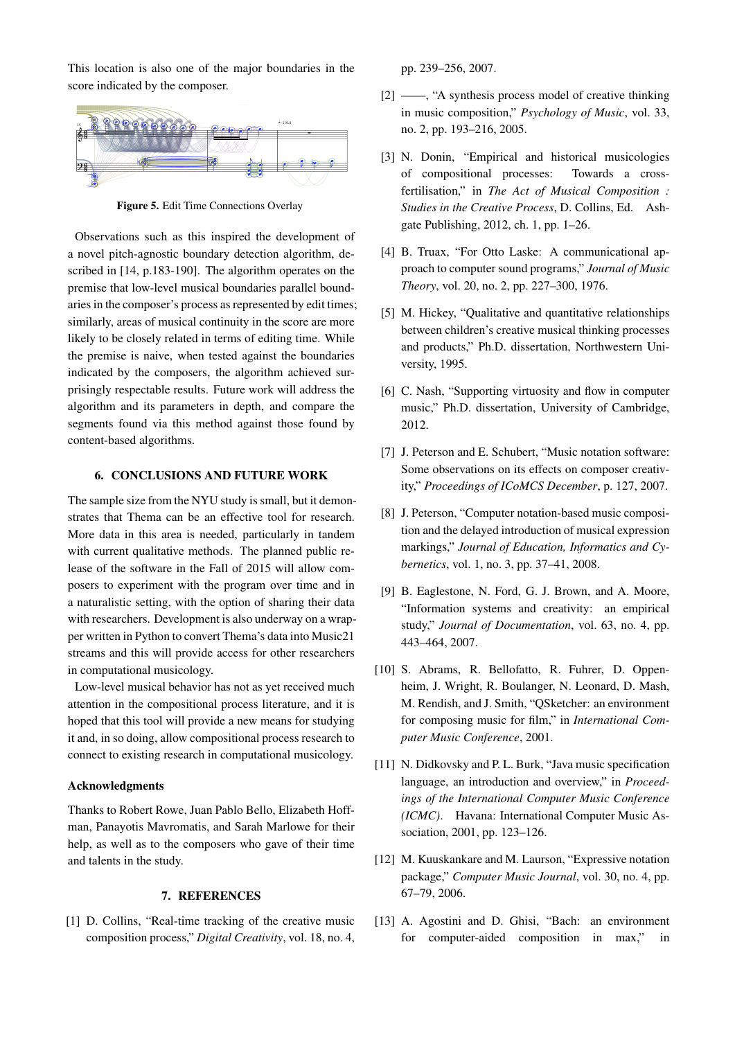This location is also one of the major boundaries in the score indicated by the composer.

**Figure 5.** Edit Time Connections Overlay

Observations such as this inspired the development of a novel pitch-agnostic boundary detection algorithm, described in [14, p.183-190]. The algorithm operates on the premise that low-level musical boundaries parallel boundaries in the composer's process as represented by edit times; similarly, areas of musical continuity in the score are more likely to be closely related in terms of editing time. While the premise is naive, when tested against the boundaries indicated by the composers, the algorithm achieved surprisingly respectable results. Future work will address the algorithm and its parameters in depth, and compare the segments found via this method against those found by content-based algorithms.

## 6. CONCLUSIONS AND FUTURE WORK

The sample size from the NYU study is small, but it demonstrates that Thema can be an effective tool for research. More data in this area is needed, particularly in tandem with current qualitative methods. The planned public release of the software in the Fall of 2015 will allow composers to experiment with the program over time and in a naturalistic setting, with the option of sharing their data with researchers. Development is also underway on a wrapper written in Python to convert Thema's data into Music21 streams and this will provide access for other researchers in computational musicology.

Low-level musical behavior has not as yet received much attention in the compositional process literature, and it is hoped that this tool will provide a new means for studying it and, in so doing, allow compositional process research to connect to existing research in computational musicology.

### Acknowledgments

Thanks to Robert Rowe, Juan Pablo Bello, Elizabeth Hoffman, Panayotis Mavromatis, and Sarah Marlowe for their help, as well as to the composers who gave of their time and talents in the study.

## 7. REFERENCES

[1] D. Collins, "Real-time tracking of the creative music composition process," *Digital Creativity*, vol. 18, no. 4, pp. 239–256, 2007.

[2] ——, "A synthesis process model of creative thinking in music composition," *Psychology of Music*, vol. 33, no. 2, pp. 193–216, 2005.

[3] N. Donin, "Empirical and historical musicologies of compositional processes: Towards a cross-fertilisation," in *The Act of Musical Composition : Studies in the Creative Process*, D. Collins, Ed. Ashgate Publishing, 2012, ch. 1, pp. 1–26.

[4] B. Truax, "For Otto Laske: A communicational approach to computer sound programs," *Journal of Music Theory*, vol. 20, no. 2, pp. 227–300, 1976.

[5] M. Hickey, "Qualitative and quantitative relationships between children's creative musical thinking processes and products," Ph.D. dissertation, Northwestern University, 1995.

[6] C. Nash, "Supporting virtuosity and flow in computer music," Ph.D. dissertation, University of Cambridge, 2012.

[7] J. Peterson and E. Schubert, "Music notation software: Some observations on its effects on composer creativity," *Proceedings of ICoMCS December*, p. 127, 2007.

[8] J. Peterson, "Computer notation-based music composition and the delayed introduction of musical expression markings," *Journal of Education, Informatics and Cybernetics*, vol. 1, no. 3, pp. 37–41, 2008.

[9] B. Eaglestone, N. Ford, G. J. Brown, and A. Moore, "Information systems and creativity: an empirical study," *Journal of Documentation*, vol. 63, no. 4, pp. 443–464, 2007.

[10] S. Abrams, R. Bellofatto, R. Fuhrer, D. Oppenheim, J. Wright, R. Boulanger, N. Leonard, D. Mash, M. Rendish, and J. Smith, "QSketcher: an environment for composing music for film," in *International Computer Music Conference*, 2001.

[11] N. Didkovsky and P. L. Burk, "Java music specification language, an introduction and overview," in *Proceedings of the International Computer Music Conference (ICMC)*. Havana: International Computer Music Association, 2001, pp. 123–126.

[12] M. Kuuskankare and M. Laurson, "Expressive notation package," *Computer Music Journal*, vol. 30, no. 4, pp. 67–79, 2006.

[13] A. Agostini and D. Ghisi, "Bach: an environment for computer-aided composition in max," in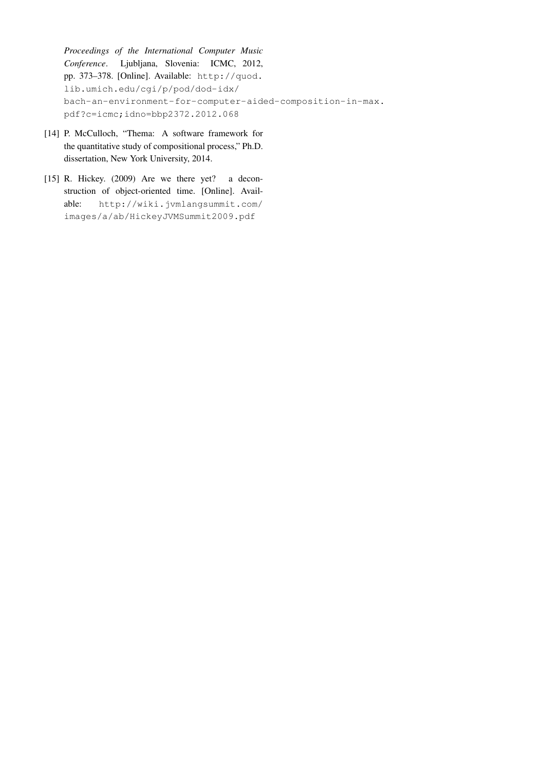*Proceedings of the International Computer Music Conference*. Ljubljana, Slovenia: ICMC, 2012, pp. 373–378. [Online]. Available: http://quod.lib.umich.edu/cgi/p/pod/dod-idx/bach-an-environment-for-computer-aided-composition-in-max.pdf?c=icmc;idno=bbp2372.2012.068

[14] P. McCulloch, "Thema: A software framework for the quantitative study of compositional process," Ph.D. dissertation, New York University, 2014.

[15] R. Hickey. (2009) Are we there yet? a deconstruction of object-oriented time. [Online]. Available: http://wiki.jvmlangsummit.com/images/a/ab/HickeyJVMSummit2009.pdf